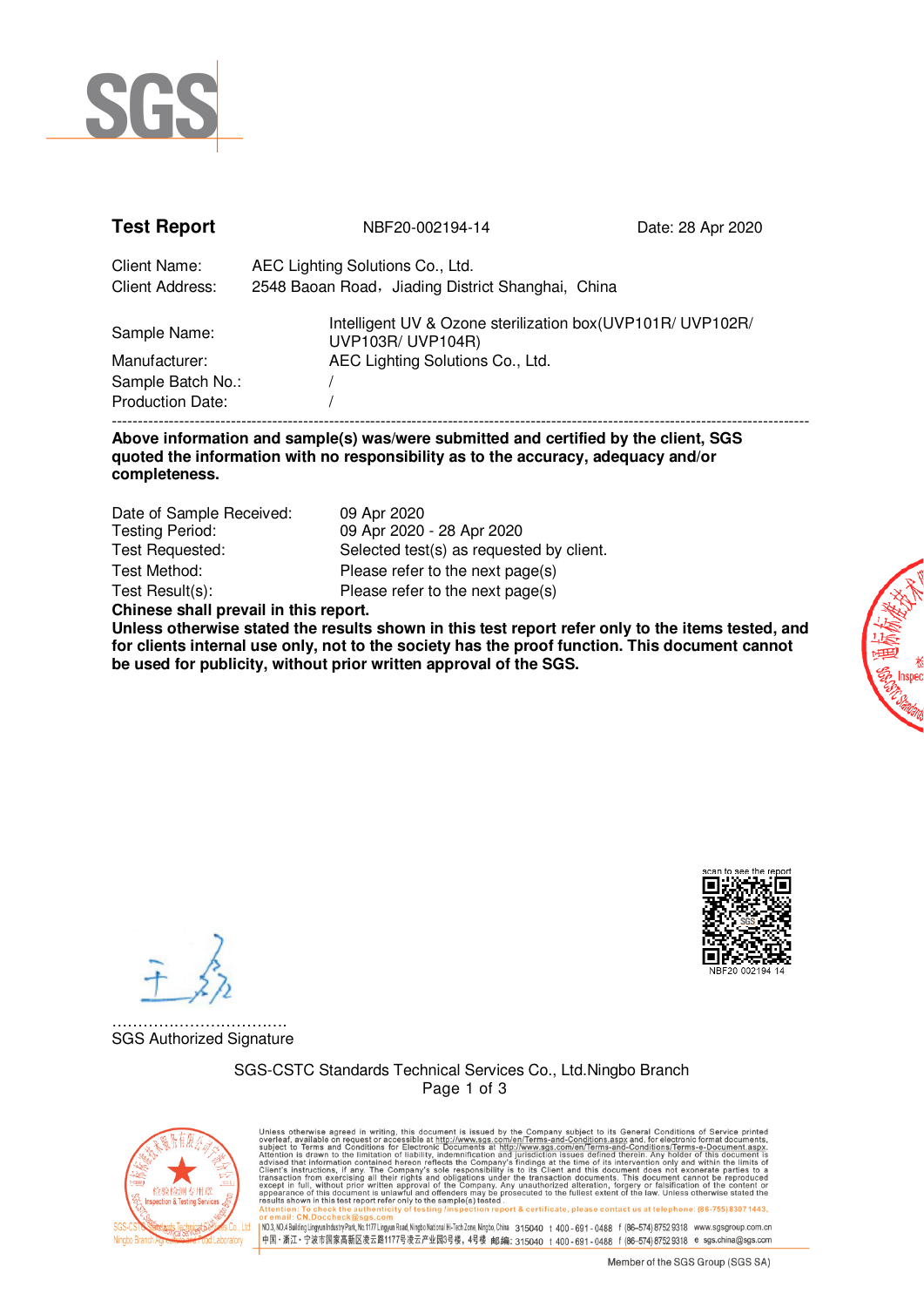# SGS

**Test Report** NBF20-002194-14 Date: 28 Apr 2020

Client Name: AEC Lighting Solutions Co., Ltd.
Client Address: 2548 Baoan Road，Jiading District Shanghai, China

Sample Name: Intelligent UV & Ozone sterilization box(UVP101R/ UVP102R/ UVP103R/ UVP104R)
Manufacturer: AEC Lighting Solutions Co., Ltd.
Sample Batch No.: /
Production Date: /

---

**Above information and sample(s) was/were submitted and certified by the client, SGS quoted the information with no responsibility as to the accuracy, adequacy and/or completeness.**

Date of Sample Received: 09 Apr 2020
Testing Period: 09 Apr 2020 - 28 Apr 2020
Test Requested: Selected test(s) as requested by client.
Test Method: Please refer to the next page(s)
Test Result(s): Please refer to the next page(s)

**Chinese shall prevail in this report.**

**Unless otherwise stated the results shown in this test report refer only to the items tested, and for clients internal use only, not to the society has the proof function. This document cannot be used for publicity, without prior written approval of the SGS.**

scan to see the report
NBF20 002194 14

..................................
SGS Authorized Signature

SGS-CSTC Standards Technical Services Co., Ltd.Ningbo Branch

Unless otherwise agreed in writing, this document is issued by the Company subject to its General Conditions of Service printed overleaf, available on request or accessible at http://www.sgs.com/en/Terms-and-Conditions.aspx and, for electronic format documents, subject to Terms and Conditions for Electronic Documents at http://www.sgs.com/en/Terms-and-Conditions/Terms-e-Document.aspx. Attention is drawn to the limitation of liability, indemnification and jurisdiction issues defined therein. Any holder of this document is advised that information contained hereon reflects the Company's findings at the time of its intervention only and within the limits of Client's instructions, if any. The Company's sole responsibility is to its Client and this document does not exonerate parties to a transaction from exercising all their rights and obligations under the transaction documents. This document cannot be reproduced except in full, without prior written approval of the Company. Any unauthorized alteration, forgery or falsification of the content or appearance of this document is unlawful and offenders may be prosecuted to the fullest extent of the law. Unless otherwise stated the results shown in this test report refer only to the sample(s) tested.

Attention: To check the authenticity of testing /inspection report & certificate, please contact us at telephone: (86-755) 8307 1443, or email: CN.Doccheck@sgs.com

NO.3, NO.4 Building Lingyun Industry Park, No.1177 Lingyun Road, Ningbo National Hi-Tech Zone, Ningbo, China 315040 t 400-691-0488 f (86-574) 8752 9318 www.sgsgroup.com.cn

中国・浙江・宁波市国家高新区凌云路1177号凌云产业园3号楼，4号楼 邮编: 315040 t 400-691-0488 f (86-574) 8752 9318 e sgs.china@sgs.com

Member of the SGS Group (SGS SA)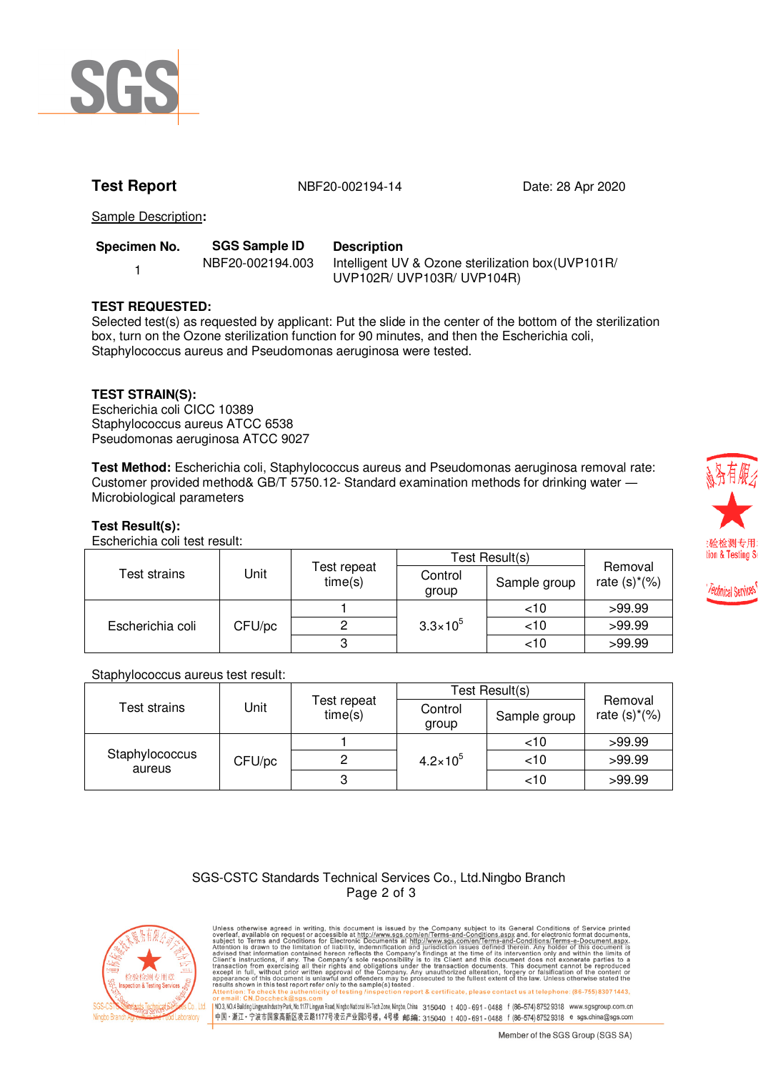**Test Report** NBF20-002194-14 Date: 28 Apr 2020

Sample Description:

| Specimen No. | SGS Sample ID | Description |
|---|---|---|
| 1 | NBF20-002194.003 | Intelligent UV & Ozone sterilization box(UVP101R/ UVP102R/ UVP103R/ UVP104R) |

**TEST REQUESTED:**
Selected test(s) as requested by applicant: Put the slide in the center of the bottom of the sterilization box, turn on the Ozone sterilization function for 90 minutes, and then the Escherichia coli, Staphylococcus aureus and Pseudomonas aeruginosa were tested.

**TEST STRAIN(S):**
Escherichia coli CICC 10389
Staphylococcus aureus ATCC 6538
Pseudomonas aeruginosa ATCC 9027

**Test Method:** Escherichia coli, Staphylococcus aureus and Pseudomonas aeruginosa removal rate: Customer provided method& GB/T 5750.12- Standard examination methods for drinking water — Microbiological parameters

**Test Result(s):**
Escherichia coli test result:

| Test strains | Unit | Test repeat time(s) | Test Result(s) | | Removal rate (s)*(%) |
|---|---|---|---|---|---|
| | | | Control group | Sample group | |
| Escherichia coli | CFU/pc | 1 | $3.3\times10^5$ | <10 | >99.99 |
| | | 2 | | <10 | >99.99 |
| | | 3 | | <10 | >99.99 |

Staphylococcus aureus test result:

| Test strains | Unit | Test repeat time(s) | Test Result(s) | | Removal rate (s)*(%) |
|---|---|---|---|---|---|
| | | | Control group | Sample group | |
| Staphylococcus aureus | CFU/pc | 1 | $4.2\times10^5$ | <10 | >99.99 |
| | | 2 | | <10 | >99.99 |
| | | 3 | | <10 | >99.99 |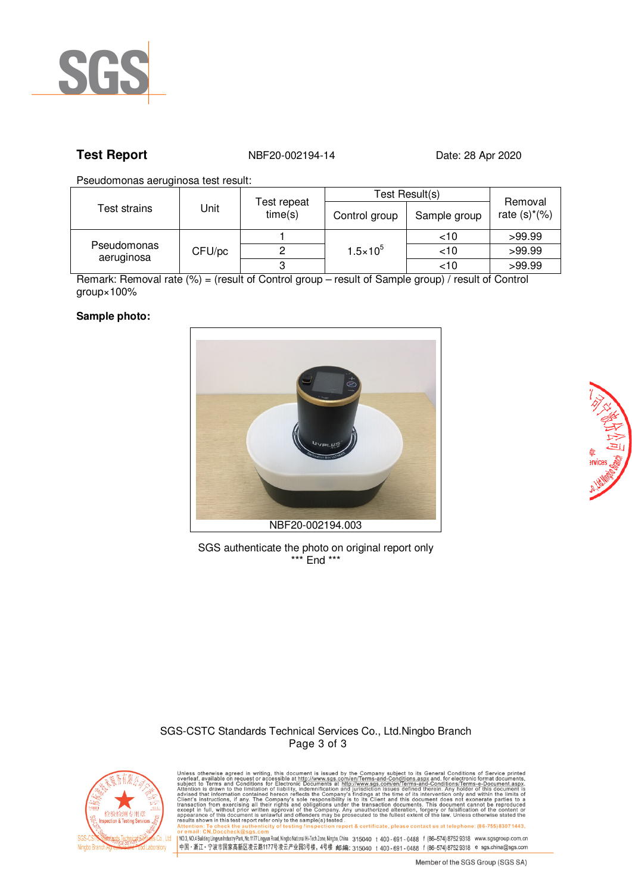**Test Report** NBF20-002194-14 Date: 28 Apr 2020

Pseudomonas aeruginosa test result:

| Test strains | Unit | Test repeat time(s) | Test Result(s) | | Removal rate (s)*(%) |
|---|---|---|---|---|---|
| | | | Control group | Sample group | |
| Pseudomonas aeruginosa | CFU/pc | 1 | $1.5\times10^5$ | <10 | >99.99 |
| | | 2 | | <10 | >99.99 |
| | | 3 | | <10 | >99.99 |

Remark: Removal rate (%) = (result of Control group – result of Sample group) / result of Control group×100%

**Sample photo:**

NBF20-002194.003

SGS authenticate the photo on original report only

\*\*\* End \*\*\*

SGS-CSTC Standards Technical Services Co., Ltd.Ningbo Branch

Unless otherwise agreed in writing, this document is issued by the Company subject to its General Conditions of Service printed overleaf, available on request or accessible at http://www.sgs.com/en/Terms-and-Conditions.aspx and, for electronic format documents, subject to Terms and Conditions for Electronic Documents at http://www.sgs.com/en/Terms-and-Conditions/Terms-e-Document.aspx. Attention is drawn to the limitation of liability, indemnification and jurisdiction issues defined therein. Any holder of this document is advised that information contained hereon reflects the Company's findings at the time of its intervention only and within the limits of Client's instructions, if any. The Company's sole responsibility is to its Client and this document does not exonerate parties to a transaction from exercising all their rights and obligations under the transaction documents. This document cannot be reproduced except in full, without prior written approval of the Company. Any unauthorized alteration, forgery or falsification of the content or appearance of this document is unlawful and offenders may be prosecuted to the fullest extent of the law. Unless otherwise stated the results shown in this test report refer only to the sample(s) tested.

Attention: To check the authenticity of testing /inspection report & certificate, please contact us at telephone: (86-755) 8307 1443, or email: CN.Doccheck@sgs.com

NO.3, NO.4 Building Lingyun Industry Park, No.1177 Lingyun Road, Ningbo National Hi-Tech Zone, Ningbo, China 315040 t 400-691-0488 f (86-574) 8752 9318 www.sgsgroup.com.cn

中国・浙江・宁波市国家高新区凌云路1177号凌云产业园3号楼，4号楼 邮编: 315040 t 400-691-0488 f (86-574) 8752 9318 e sgs.china@sgs.com

Member of the SGS Group (SGS SA)